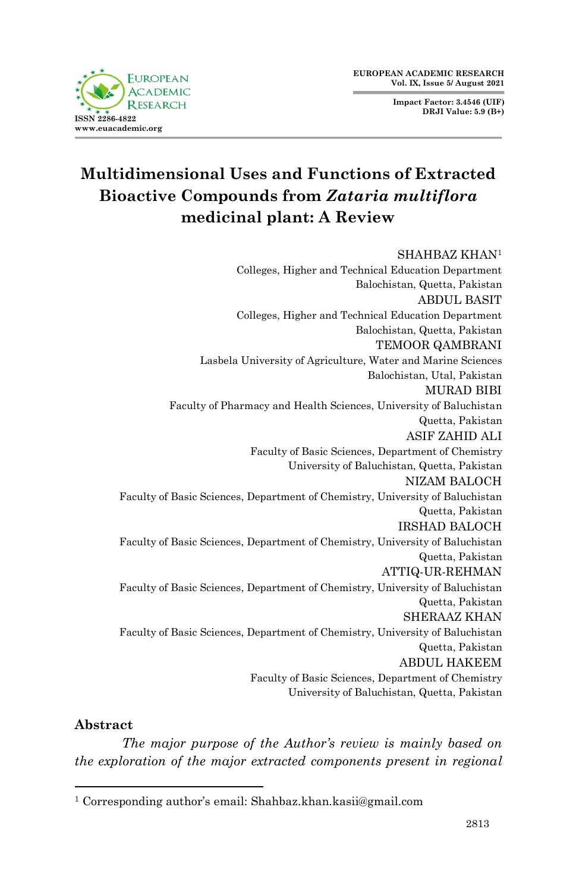# Multidimensional Uses and Functions of Extracted Bioactive Compounds from *Zataria multiflora* medicinal plant: A Review

SHAHBAZ KHAN[1]
Colleges, Higher and Technical Education Department
Balochistan, Quetta, Pakistan

ABDUL BASIT
Colleges, Higher and Technical Education Department
Balochistan, Quetta, Pakistan

TEMOOR QAMBRANI
Lasbela University of Agriculture, Water and Marine Sciences
Balochistan, Utal, Pakistan

MURAD BIBI
Faculty of Pharmacy and Health Sciences, University of Baluchistan
Quetta, Pakistan

ASIF ZAHID ALI
Faculty of Basic Sciences, Department of Chemistry
University of Baluchistan, Quetta, Pakistan

NIZAM BALOCH
Faculty of Basic Sciences, Department of Chemistry, University of Baluchistan
Quetta, Pakistan

IRSHAD BALOCH
Faculty of Basic Sciences, Department of Chemistry, University of Baluchistan
Quetta, Pakistan

ATTIQ-UR-REHMAN
Faculty of Basic Sciences, Department of Chemistry, University of Baluchistan
Quetta, Pakistan

SHERAAZ KHAN
Faculty of Basic Sciences, Department of Chemistry, University of Baluchistan
Quetta, Pakistan

ABDUL HAKEEM
Faculty of Basic Sciences, Department of Chemistry
University of Baluchistan, Quetta, Pakistan

## Abstract

*The major purpose of the Author's review is mainly based on the exploration of the major extracted components present in regional*

[1] Corresponding author's email: Shahbaz.khan.kasii@gmail.com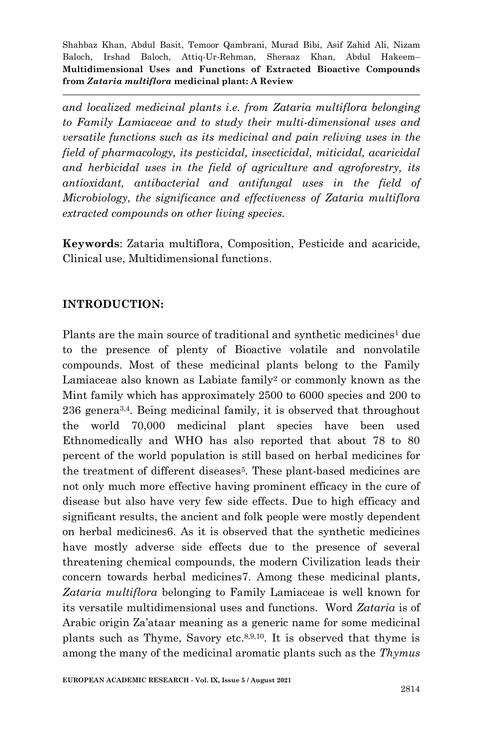*and localized medicinal plants i.e. from Zataria multiflora belonging to Family Lamiaceae and to study their multi-dimensional uses and versatile functions such as its medicinal and pain reliving uses in the field of pharmacology, its pesticidal, insecticidal, miticidal, acaricidal and herbicidal uses in the field of agriculture and agroforestry, its antioxidant, antibacterial and antifungal uses in the field of Microbiology, the significance and effectiveness of Zataria multiflora extracted compounds on other living species.*

**Keywords**: Zataria multiflora, Composition, Pesticide and acaricide, Clinical use, Multidimensional functions.

## INTRODUCTION:

Plants are the main source of traditional and synthetic medicines[1] due to the presence of plenty of Bioactive volatile and nonvolatile compounds. Most of these medicinal plants belong to the Family Lamiaceae also known as Labiate family[2] or commonly known as the Mint family which has approximately 2500 to 6000 species and 200 to 236 genera[3,4]. Being medicinal family, it is observed that throughout the world 70,000 medicinal plant species have been used Ethnomedically and WHO has also reported that about 78 to 80 percent of the world population is still based on herbal medicines for the treatment of different diseases[5]. These plant-based medicines are not only much more effective having prominent efficacy in the cure of disease but also have very few side effects. Due to high efficacy and significant results, the ancient and folk people were mostly dependent on herbal medicines6. As it is observed that the synthetic medicines have mostly adverse side effects due to the presence of several threatening chemical compounds, the modern Civilization leads their concern towards herbal medicines7. Among these medicinal plants, *Zataria multiflora* belonging to Family Lamiaceae is well known for its versatile multidimensional uses and functions. Word *Zataria* is of Arabic origin Za'ataar meaning as a generic name for some medicinal plants such as Thyme, Savory etc.[8,9,10]. It is observed that thyme is among the many of the medicinal aromatic plants such as the *Thymus*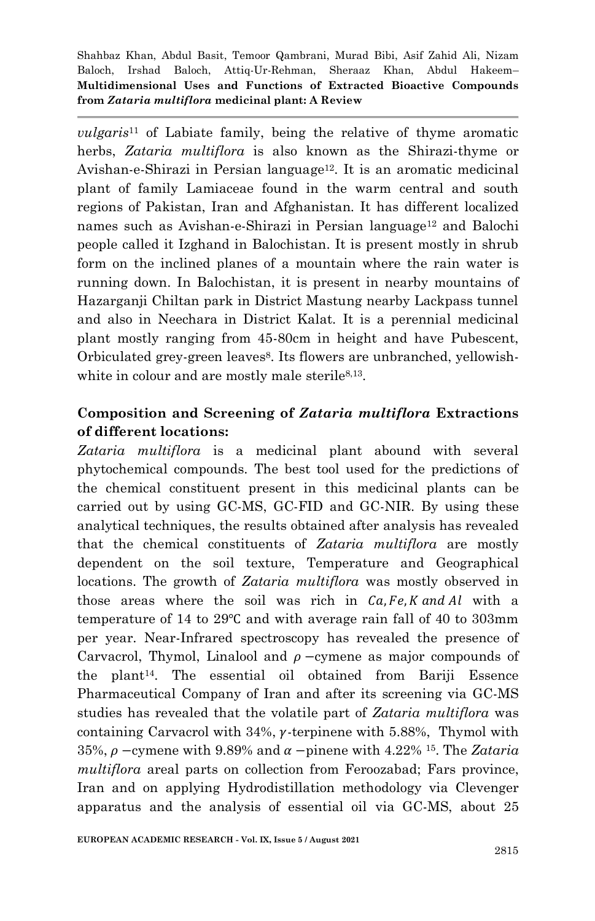*vulgaris*[11] of Labiate family, being the relative of thyme aromatic herbs, *Zataria multiflora* is also known as the Shirazi-thyme or Avishan-e-Shirazi in Persian language[12]. It is an aromatic medicinal plant of family Lamiaceae found in the warm central and south regions of Pakistan, Iran and Afghanistan. It has different localized names such as Avishan-e-Shirazi in Persian language[12] and Balochi people called it Izghand in Balochistan. It is present mostly in shrub form on the inclined planes of a mountain where the rain water is running down. In Balochistan, it is present in nearby mountains of Hazarganji Chiltan park in District Mastung nearby Lackpass tunnel and also in Neechara in District Kalat. It is a perennial medicinal plant mostly ranging from 45-80cm in height and have Pubescent, Orbiculated grey-green leaves[8]. Its flowers are unbranched, yellowish-white in colour and are mostly male sterile[8,13].

## Composition and Screening of *Zataria multiflora* Extractions of different locations:

*Zataria multiflora* is a medicinal plant abound with several phytochemical compounds. The best tool used for the predictions of the chemical constituent present in this medicinal plants can be carried out by using GC-MS, GC-FID and GC-NIR. By using these analytical techniques, the results obtained after analysis has revealed that the chemical constituents of *Zataria multiflora* are mostly dependent on the soil texture, Temperature and Geographical locations. The growth of *Zataria multiflora* was mostly observed in those areas where the soil was rich in $Ca, Fe, K\ and\ Al$ with a temperature of 14 to 29℃ and with average rain fall of 40 to 303mm per year. Near-Infrared spectroscopy has revealed the presence of Carvacrol, Thymol, Linalool and $\rho$ −cymene as major compounds of the plant[14]. The essential oil obtained from Bariji Essence Pharmaceutical Company of Iran and after its screening via GC-MS studies has revealed that the volatile part of *Zataria multiflora* was containing Carvacrol with 34%, $\gamma$-terpinene with 5.88%, Thymol with 35%, $\rho$ −cymene with 9.89% and $\alpha$ −pinene with 4.22% [15]. The *Zataria multiflora* areal parts on collection from Feroozabad; Fars province, Iran and on applying Hydrodistillation methodology via Clevenger apparatus and the analysis of essential oil via GC-MS, about 25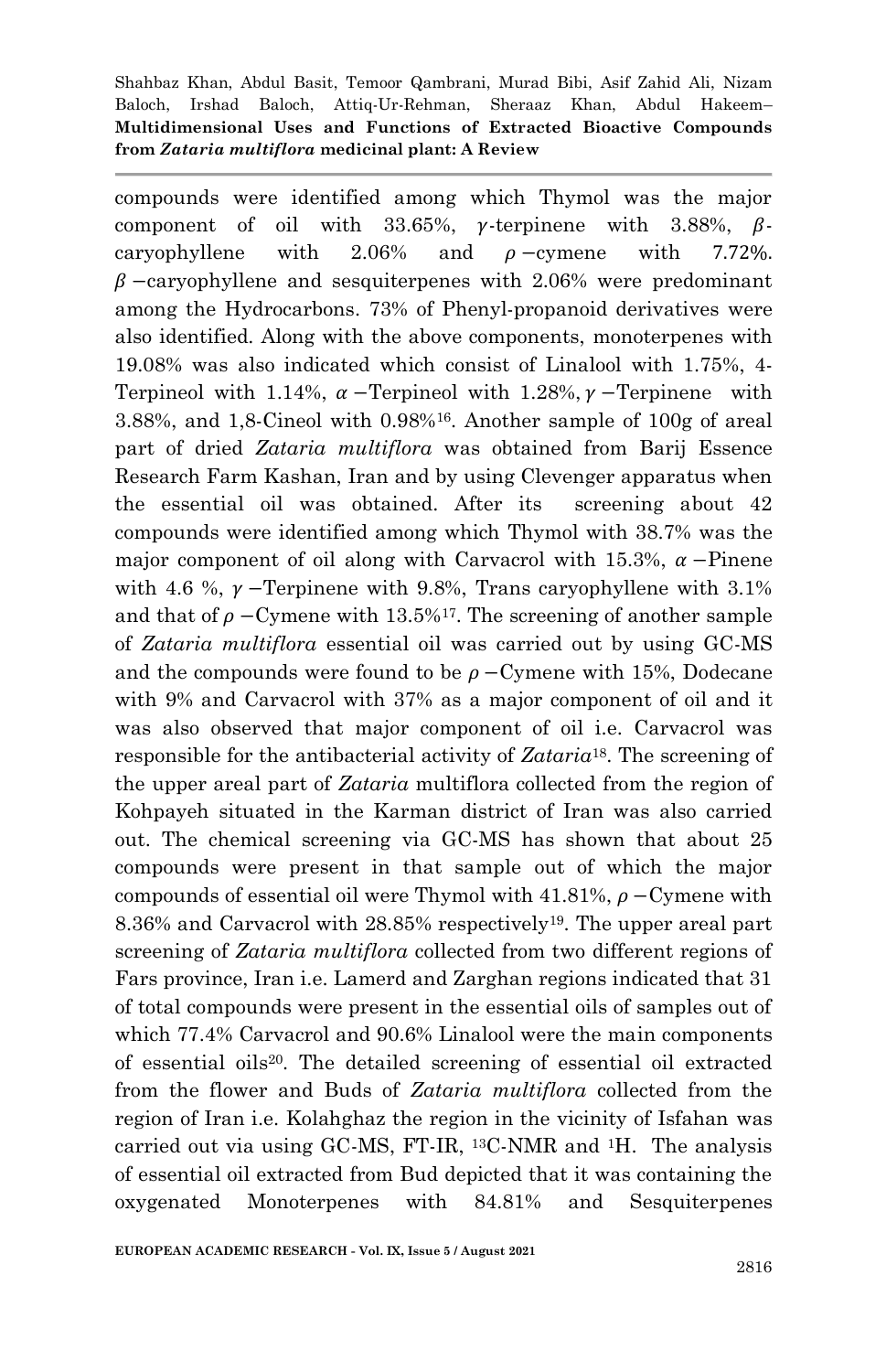compounds were identified among which Thymol was the major component of oil with 33.65%, $\gamma$-terpinene with 3.88%, $\beta$-caryophyllene with 2.06% and $\rho$ −cymene with 7.72%. $\beta$ −caryophyllene and sesquiterpenes with 2.06% were predominant among the Hydrocarbons. 73% of Phenyl-propanoid derivatives were also identified. Along with the above components, monoterpenes with 19.08% was also indicated which consist of Linalool with 1.75%, 4-Terpineol with 1.14%, $\alpha$ −Terpineol with 1.28%, $\gamma$ −Terpinene with 3.88%, and 1,8-Cineol with 0.98%[16]. Another sample of 100g of areal part of dried *Zataria multiflora* was obtained from Barij Essence Research Farm Kashan, Iran and by using Clevenger apparatus when the essential oil was obtained. After its screening about 42 compounds were identified among which Thymol with 38.7% was the major component of oil along with Carvacrol with 15.3%, $\alpha$ −Pinene with 4.6 %, $\gamma$ −Terpinene with 9.8%, Trans caryophyllene with 3.1% and that of $\rho$ −Cymene with 13.5%[17]. The screening of another sample of *Zataria multiflora* essential oil was carried out by using GC-MS and the compounds were found to be $\rho$ −Cymene with 15%, Dodecane with 9% and Carvacrol with 37% as a major component of oil and it was also observed that major component of oil i.e. Carvacrol was responsible for the antibacterial activity of *Zataria*[18]. The screening of the upper areal part of *Zataria* multiflora collected from the region of Kohpayeh situated in the Karman district of Iran was also carried out. The chemical screening via GC-MS has shown that about 25 compounds were present in that sample out of which the major compounds of essential oil were Thymol with 41.81%, $\rho$ −Cymene with 8.36% and Carvacrol with 28.85% respectively[19]. The upper areal part screening of *Zataria multiflora* collected from two different regions of Fars province, Iran i.e. Lamerd and Zarghan regions indicated that 31 of total compounds were present in the essential oils of samples out of which 77.4% Carvacrol and 90.6% Linalool were the main components of essential oils[20]. The detailed screening of essential oil extracted from the flower and Buds of *Zataria multiflora* collected from the region of Iran i.e. Kolahghaz the region in the vicinity of Isfahan was carried out via using GC-MS, FT-IR, $^{13}$C-NMR and $^{1}$H. The analysis of essential oil extracted from Bud depicted that it was containing the oxygenated Monoterpenes with 84.81% and Sesquiterpenes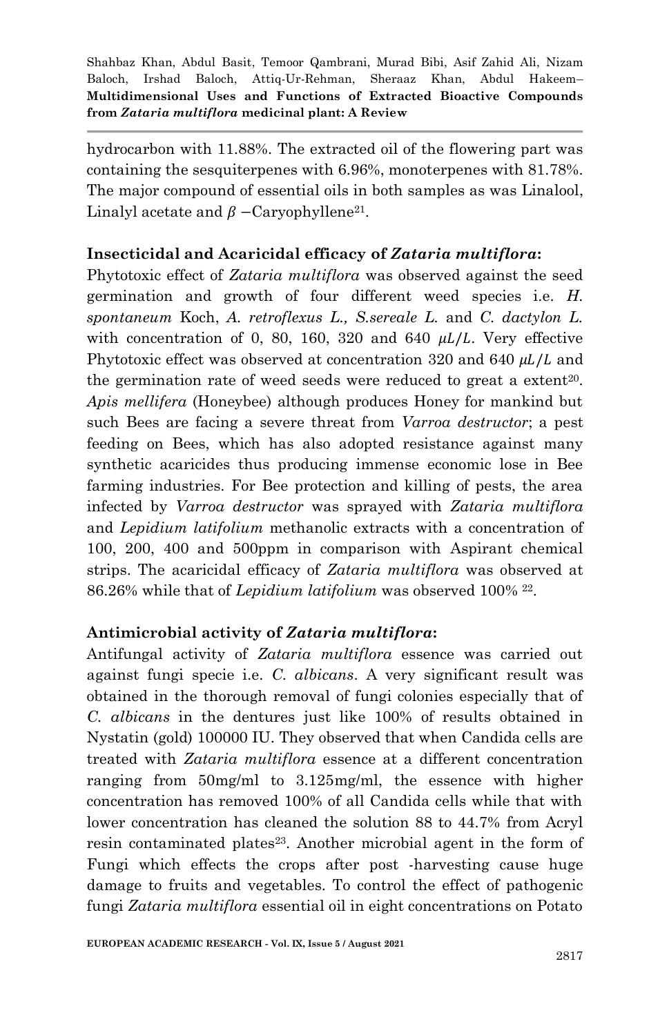hydrocarbon with 11.88%. The extracted oil of the flowering part was containing the sesquiterpenes with 6.96%, monoterpenes with 81.78%. The major compound of essential oils in both samples as was Linalool, Linalyl acetate and $\beta$ −Caryophyllene[21].

**Insecticidal and Acaricidal efficacy of *Zataria multiflora*:**

Phytotoxic effect of *Zataria multiflora* was observed against the seed germination and growth of four different weed species i.e. *H. spontaneum* Koch, *A. retroflexus L., S.sereale L.* and *C. dactylon L.* with concentration of 0, 80, 160, 320 and 640 $\mu L/L$. Very effective Phytotoxic effect was observed at concentration 320 and 640 $\mu L/L$ and the germination rate of weed seeds were reduced to great a extent[20]. *Apis mellifera* (Honeybee) although produces Honey for mankind but such Bees are facing a severe threat from *Varroa destructor*; a pest feeding on Bees, which has also adopted resistance against many synthetic acaricides thus producing immense economic lose in Bee farming industries. For Bee protection and killing of pests, the area infected by *Varroa destructor* was sprayed with *Zataria multiflora* and *Lepidium latifolium* methanolic extracts with a concentration of 100, 200, 400 and 500ppm in comparison with Aspirant chemical strips. The acaricidal efficacy of *Zataria multiflora* was observed at 86.26% while that of *Lepidium latifolium* was observed 100% [22].

**Antimicrobial activity of *Zataria multiflora*:**

Antifungal activity of *Zataria multiflora* essence was carried out against fungi specie i.e. *C. albicans*. A very significant result was obtained in the thorough removal of fungi colonies especially that of *C. albicans* in the dentures just like 100% of results obtained in Nystatin (gold) 100000 IU. They observed that when Candida cells are treated with *Zataria multiflora* essence at a different concentration ranging from 50mg/ml to 3.125mg/ml, the essence with higher concentration has removed 100% of all Candida cells while that with lower concentration has cleaned the solution 88 to 44.7% from Acryl resin contaminated plates[23]. Another microbial agent in the form of Fungi which effects the crops after post -harvesting cause huge damage to fruits and vegetables. To control the effect of pathogenic fungi *Zataria multiflora* essential oil in eight concentrations on Potato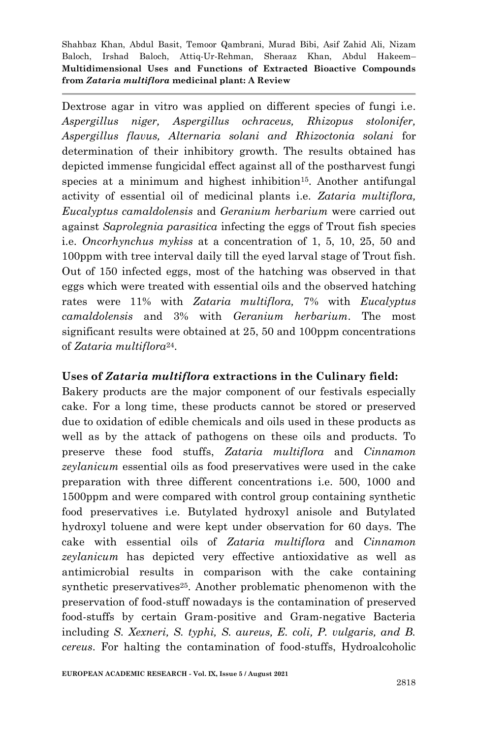Dextrose agar in vitro was applied on different species of fungi i.e. *Aspergillus niger, Aspergillus ochraceus, Rhizopus stolonifer, Aspergillus flavus, Alternaria solani and Rhizoctonia solani* for determination of their inhibitory growth. The results obtained has depicted immense fungicidal effect against all of the postharvest fungi species at a minimum and highest inhibition[15]. Another antifungal activity of essential oil of medicinal plants i.e. *Zataria multiflora, Eucalyptus camaldolensis* and *Geranium herbarium* were carried out against *Saprolegnia parasitica* infecting the eggs of Trout fish species i.e. *Oncorhynchus mykiss* at a concentration of 1, 5, 10, 25, 50 and 100ppm with tree interval daily till the eyed larval stage of Trout fish. Out of 150 infected eggs, most of the hatching was observed in that eggs which were treated with essential oils and the observed hatching rates were 11% with *Zataria multiflora,* 7% with *Eucalyptus camaldolensis* and 3% with *Geranium herbarium*. The most significant results were obtained at 25, 50 and 100ppm concentrations of *Zataria multiflora*[24].

**Uses of *Zataria multiflora* extractions in the Culinary field:**

Bakery products are the major component of our festivals especially cake. For a long time, these products cannot be stored or preserved due to oxidation of edible chemicals and oils used in these products as well as by the attack of pathogens on these oils and products. To preserve these food stuffs, *Zataria multiflora* and *Cinnamon zeylanicum* essential oils as food preservatives were used in the cake preparation with three different concentrations i.e. 500, 1000 and 1500ppm and were compared with control group containing synthetic food preservatives i.e. Butylated hydroxyl anisole and Butylated hydroxyl toluene and were kept under observation for 60 days. The cake with essential oils of *Zataria multiflora* and *Cinnamon zeylanicum* has depicted very effective antioxidative as well as antimicrobial results in comparison with the cake containing synthetic preservatives[25]. Another problematic phenomenon with the preservation of food-stuff nowadays is the contamination of preserved food-stuffs by certain Gram-positive and Gram-negative Bacteria including *S. Xexneri, S. typhi, S. aureus, E. coli, P. vulgaris, and B. cereus*. For halting the contamination of food-stuffs, Hydroalcoholic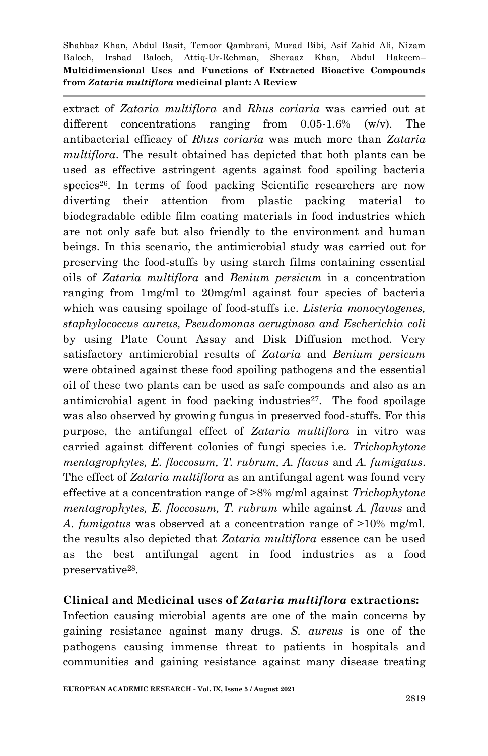extract of *Zataria multiflora* and *Rhus coriaria* was carried out at different concentrations ranging from 0.05-1.6% (w/v). The antibacterial efficacy of *Rhus coriaria* was much more than *Zataria multiflora*. The result obtained has depicted that both plants can be used as effective astringent agents against food spoiling bacteria species[26]. In terms of food packing Scientific researchers are now diverting their attention from plastic packing material to biodegradable edible film coating materials in food industries which are not only safe but also friendly to the environment and human beings. In this scenario, the antimicrobial study was carried out for preserving the food-stuffs by using starch films containing essential oils of *Zataria multiflora* and *Benium persicum* in a concentration ranging from 1mg/ml to 20mg/ml against four species of bacteria which was causing spoilage of food-stuffs i.e. *Listeria monocytogenes, staphylococcus aureus, Pseudomonas aeruginosa and Escherichia coli* by using Plate Count Assay and Disk Diffusion method. Very satisfactory antimicrobial results of *Zataria* and *Benium persicum* were obtained against these food spoiling pathogens and the essential oil of these two plants can be used as safe compounds and also as an antimicrobial agent in food packing industries[27]. The food spoilage was also observed by growing fungus in preserved food-stuffs. For this purpose, the antifungal effect of *Zataria multiflora* in vitro was carried against different colonies of fungi species i.e. *Trichophytone mentagrophytes, E. floccosum, T. rubrum, A. flavus* and *A. fumigatus*. The effect of *Zataria multiflora* as an antifungal agent was found very effective at a concentration range of >8% mg/ml against *Trichophytone mentagrophytes, E. floccosum, T. rubrum* while against *A. flavus* and *A. fumigatus* was observed at a concentration range of >10% mg/ml. the results also depicted that *Zataria multiflora* essence can be used as the best antifungal agent in food industries as a food preservative[28].

## Clinical and Medicinal uses of *Zataria multiflora* extractions:

Infection causing microbial agents are one of the main concerns by gaining resistance against many drugs. *S. aureus* is one of the pathogens causing immense threat to patients in hospitals and communities and gaining resistance against many disease treating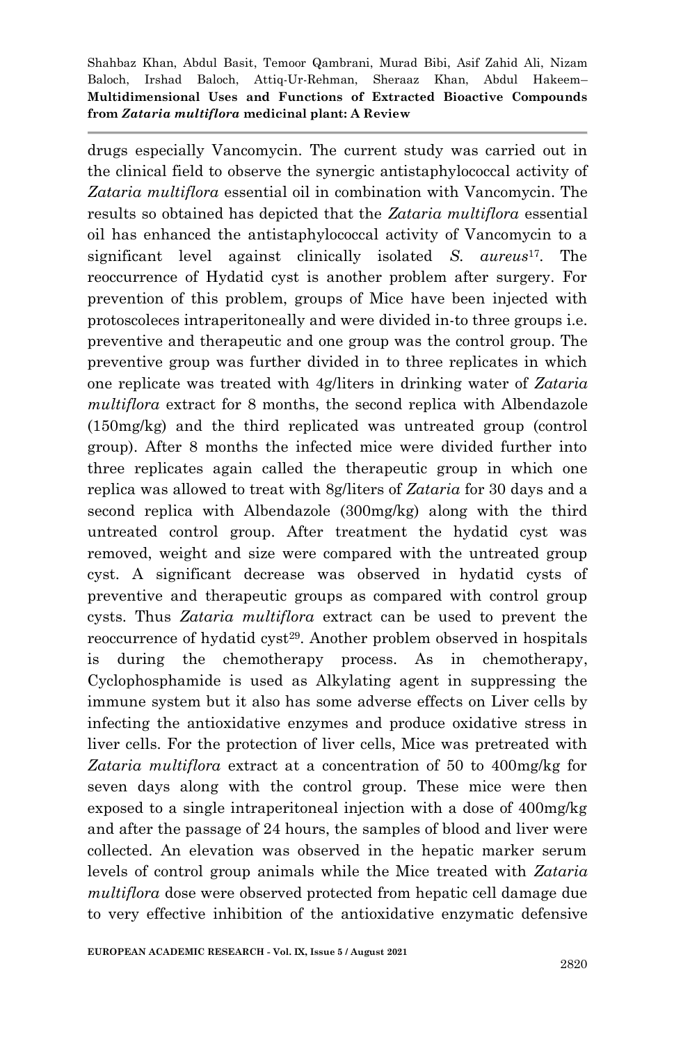drugs especially Vancomycin. The current study was carried out in the clinical field to observe the synergic antistaphylococcal activity of *Zataria multiflora* essential oil in combination with Vancomycin. The results so obtained has depicted that the *Zataria multiflora* essential oil has enhanced the antistaphylococcal activity of Vancomycin to a significant level against clinically isolated *S. aureus*[17]. The reoccurrence of Hydatid cyst is another problem after surgery. For prevention of this problem, groups of Mice have been injected with protoscoleces intraperitoneally and were divided in-to three groups i.e. preventive and therapeutic and one group was the control group. The preventive group was further divided in to three replicates in which one replicate was treated with 4g/liters in drinking water of *Zataria multiflora* extract for 8 months, the second replica with Albendazole (150mg/kg) and the third replicated was untreated group (control group). After 8 months the infected mice were divided further into three replicates again called the therapeutic group in which one replica was allowed to treat with 8g/liters of *Zataria* for 30 days and a second replica with Albendazole (300mg/kg) along with the third untreated control group. After treatment the hydatid cyst was removed, weight and size were compared with the untreated group cyst. A significant decrease was observed in hydatid cysts of preventive and therapeutic groups as compared with control group cysts. Thus *Zataria multiflora* extract can be used to prevent the reoccurrence of hydatid cyst[29]. Another problem observed in hospitals is during the chemotherapy process. As in chemotherapy, Cyclophosphamide is used as Alkylating agent in suppressing the immune system but it also has some adverse effects on Liver cells by infecting the antioxidative enzymes and produce oxidative stress in liver cells. For the protection of liver cells, Mice was pretreated with *Zataria multiflora* extract at a concentration of 50 to 400mg/kg for seven days along with the control group. These mice were then exposed to a single intraperitoneal injection with a dose of 400mg/kg and after the passage of 24 hours, the samples of blood and liver were collected. An elevation was observed in the hepatic marker serum levels of control group animals while the Mice treated with *Zataria multiflora* dose were observed protected from hepatic cell damage due to very effective inhibition of the antioxidative enzymatic defensive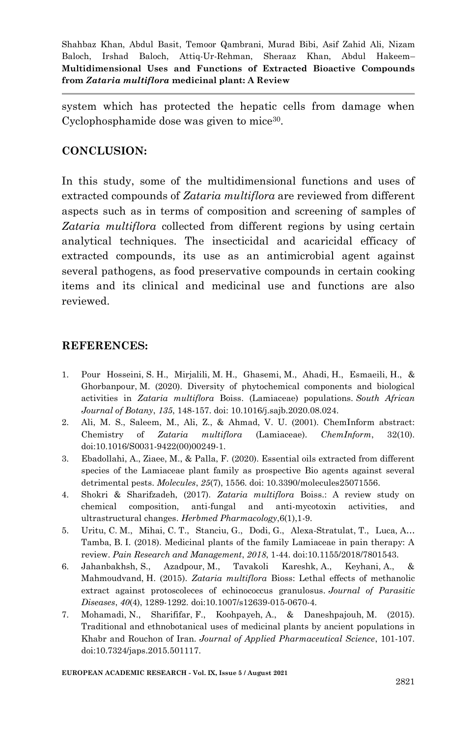system which has protected the hepatic cells from damage when Cyclophosphamide dose was given to mice[30].

## CONCLUSION:

In this study, some of the multidimensional functions and uses of extracted compounds of *Zataria multiflora* are reviewed from different aspects such as in terms of composition and screening of samples of *Zataria multiflora* collected from different regions by using certain analytical techniques. The insecticidal and acaricidal efficacy of extracted compounds, its use as an antimicrobial agent against several pathogens, as food preservative compounds in certain cooking items and its clinical and medicinal use and functions are also reviewed.

## REFERENCES:

1. Pour Hosseini, S. H., Mirjalili, M. H., Ghasemi, M., Ahadi, H., Esmaeili, H., & Ghorbanpour, M. (2020). Diversity of phytochemical components and biological activities in *Zataria multiflora* Boiss. (Lamiaceae) populations. *South African Journal of Botany*, *135*, 148-157. doi: 10.1016/j.sajb.2020.08.024.
2. Ali, M. S., Saleem, M., Ali, Z., & Ahmad, V. U. (2001). ChemInform abstract: Chemistry of *Zataria multiflora* (Lamiaceae). *ChemInform*, 32(10). doi:10.1016/S0031-9422(00)00249-1.
3. Ebadollahi, A., Ziaee, M., & Palla, F. (2020). Essential oils extracted from different species of the Lamiaceae plant family as prospective Bio agents against several detrimental pests. *Molecules*, *25*(7), 1556. doi: 10.3390/molecules25071556.
4. Shokri & Sharifzadeh, (2017). *Zataria multiflora* Boiss.: A review study on chemical composition, anti-fungal and anti-mycotoxin activities, and ultrastructural changes. *Herbmed Pharmacology*,6(1),1-9.
5. Uritu, C. M., Mihai, C. T., Stanciu, G., Dodi, G., Alexa-Stratulat, T., Luca, A… Tamba, B. I. (2018). Medicinal plants of the family Lamiaceae in pain therapy: A review. *Pain Research and Management*, *2018*, 1-44. doi:10.1155/2018/7801543.
6. Jahanbakhsh, S., Azadpour, M., Tavakoli Kareshk, A., Keyhani, A., & Mahmoudvand, H. (2015). *Zataria multiflora* Bioss: Lethal effects of methanolic extract against protoscoleces of echinococcus granulosus. *Journal of Parasitic Diseases*, *40*(4), 1289-1292. doi:10.1007/s12639-015-0670-4.
7. Mohamadi, N., Sharififar, F., Koohpayeh, A., & Daneshpajouh, M. (2015). Traditional and ethnobotanical uses of medicinal plants by ancient populations in Khabr and Rouchon of Iran. *Journal of Applied Pharmaceutical Science*, 101-107. doi:10.7324/japs.2015.501117.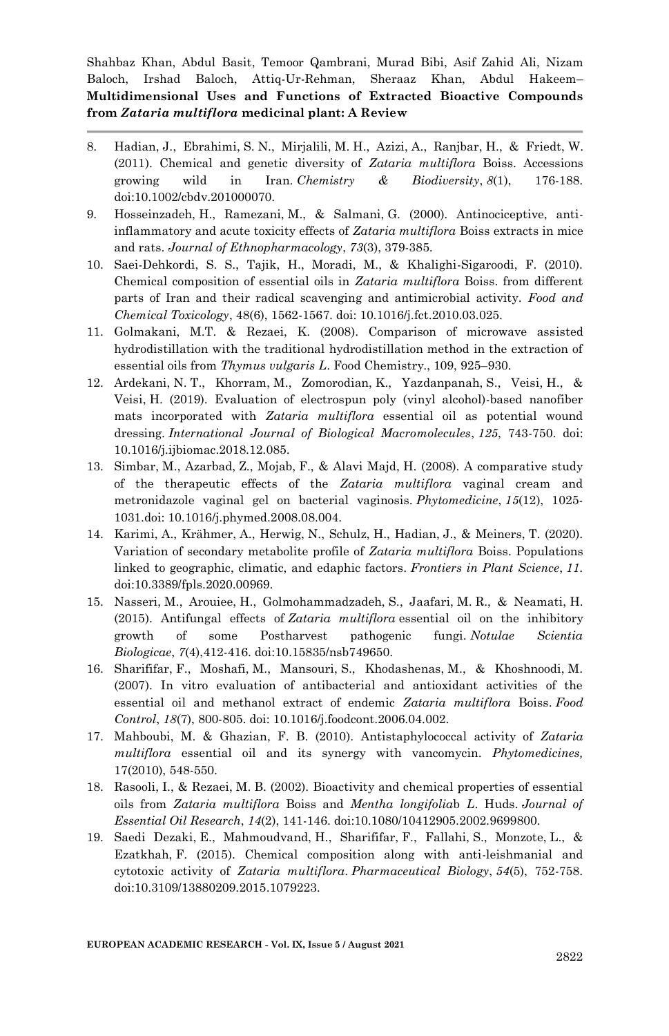8. Hadian, J., Ebrahimi, S. N., Mirjalili, M. H., Azizi, A., Ranjbar, H., & Friedt, W. (2011). Chemical and genetic diversity of *Zataria multiflora* Boiss. Accessions growing wild in Iran. *Chemistry & Biodiversity*, *8*(1), 176-188. doi:10.1002/cbdv.201000070.
9. Hosseinzadeh, H., Ramezani, M., & Salmani, G. (2000). Antinociceptive, anti-inflammatory and acute toxicity effects of *Zataria multiflora* Boiss extracts in mice and rats. *Journal of Ethnopharmacology*, *73*(3), 379-385.
10. Saei-Dehkordi, S. S., Tajik, H., Moradi, M., & Khalighi-Sigaroodi, F. (2010). Chemical composition of essential oils in *Zataria multiflora* Boiss. from different parts of Iran and their radical scavenging and antimicrobial activity. *Food and Chemical Toxicology*, 48(6), 1562-1567. doi: 10.1016/j.fct.2010.03.025.
11. Golmakani, M.T. & Rezaei, K. (2008). Comparison of microwave assisted hydrodistillation with the traditional hydrodistillation method in the extraction of essential oils from *Thymus vulgaris L*. Food Chemistry., 109, 925–930.
12. Ardekani, N. T., Khorram, M., Zomorodian, K., Yazdanpanah, S., Veisi, H., & Veisi, H. (2019). Evaluation of electrospun poly (vinyl alcohol)-based nanofiber mats incorporated with *Zataria multiflora* essential oil as potential wound dressing. *International Journal of Biological Macromolecules*, *125*, 743-750. doi: 10.1016/j.ijbiomac.2018.12.085.
13. Simbar, M., Azarbad, Z., Mojab, F., & Alavi Majd, H. (2008). A comparative study of the therapeutic effects of the *Zataria multiflora* vaginal cream and metronidazole vaginal gel on bacterial vaginosis. *Phytomedicine*, *15*(12), 1025-1031.doi: 10.1016/j.phymed.2008.08.004.
14. Karimi, A., Krähmer, A., Herwig, N., Schulz, H., Hadian, J., & Meiners, T. (2020). Variation of secondary metabolite profile of *Zataria multiflora* Boiss. Populations linked to geographic, climatic, and edaphic factors. *Frontiers in Plant Science*, *11*. doi:10.3389/fpls.2020.00969.
15. Nasseri, M., Arouiee, H., Golmohammadzadeh, S., Jaafari, M. R., & Neamati, H. (2015). Antifungal effects of *Zataria multiflora* essential oil on the inhibitory growth of some Postharvest pathogenic fungi. *Notulae Scientia Biologicae*, *7*(4),412-416. doi:10.15835/nsb749650.
16. Sharififar, F., Moshafi, M., Mansouri, S., Khodashenas, M., & Khoshnoodi, M. (2007). In vitro evaluation of antibacterial and antioxidant activities of the essential oil and methanol extract of endemic *Zataria multiflora* Boiss. *Food Control*, *18*(7), 800-805. doi: 10.1016/j.foodcont.2006.04.002.
17. Mahboubi, M. & Ghazian, F. B. (2010). Antistaphylococcal activity of *Zataria multiflora* essential oil and its synergy with vancomycin. *Phytomedicines,* 17(2010), 548-550.
18. Rasooli, I., & Rezaei, M. B. (2002). Bioactivity and chemical properties of essential oils from *Zataria multiflora* Boiss and *Mentha longifolia*b *L*. Huds. *Journal of Essential Oil Research*, *14*(2), 141-146. doi:10.1080/10412905.2002.9699800.
19. Saedi Dezaki, E., Mahmoudvand, H., Sharififar, F., Fallahi, S., Monzote, L., & Ezatkhah, F. (2015). Chemical composition along with anti-leishmanial and cytotoxic activity of *Zataria multiflora*. *Pharmaceutical Biology*, *54*(5), 752-758. doi:10.3109/13880209.2015.1079223.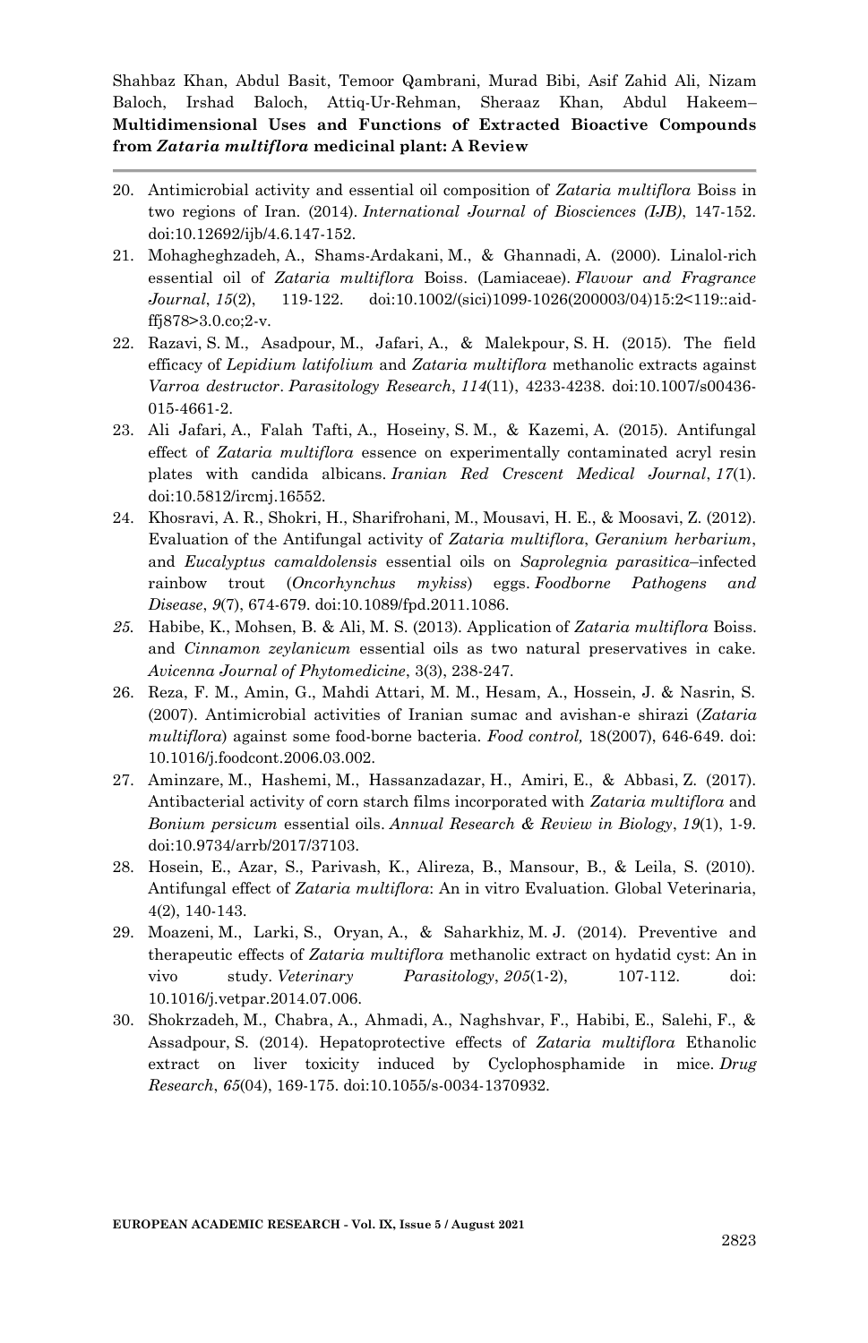20. Antimicrobial activity and essential oil composition of *Zataria multiflora* Boiss in two regions of Iran. (2014). *International Journal of Biosciences (IJB)*, 147-152. doi:10.12692/ijb/4.6.147-152.
21. Mohagheghzadeh, A., Shams-Ardakani, M., & Ghannadi, A. (2000). Linalol-rich essential oil of *Zataria multiflora* Boiss. (Lamiaceae). *Flavour and Fragrance Journal*, *15*(2), 119-122. doi:10.1002/(sici)1099-1026(200003/04)15:2<119::aid-ffj878>3.0.co;2-v.
22. Razavi, S. M., Asadpour, M., Jafari, A., & Malekpour, S. H. (2015). The field efficacy of *Lepidium latifolium* and *Zataria multiflora* methanolic extracts against *Varroa destructor*. *Parasitology Research*, *114*(11), 4233-4238. doi:10.1007/s00436-015-4661-2.
23. Ali Jafari, A., Falah Tafti, A., Hoseiny, S. M., & Kazemi, A. (2015). Antifungal effect of *Zataria multiflora* essence on experimentally contaminated acryl resin plates with candida albicans. *Iranian Red Crescent Medical Journal*, *17*(1). doi:10.5812/ircmj.16552.
24. Khosravi, A. R., Shokri, H., Sharifrohani, M., Mousavi, H. E., & Moosavi, Z. (2012). Evaluation of the Antifungal activity of *Zataria multiflora*, *Geranium herbarium*, and *Eucalyptus camaldolensis* essential oils on *Saprolegnia parasitica*–infected rainbow trout (*Oncorhynchus mykiss*) eggs. *Foodborne Pathogens and Disease*, *9*(7), 674-679. doi:10.1089/fpd.2011.1086.
25. Habibe, K., Mohsen, B. & Ali, M. S. (2013). Application of *Zataria multiflora* Boiss. and *Cinnamon zeylanicum* essential oils as two natural preservatives in cake. *Avicenna Journal of Phytomedicine*, 3(3), 238-247.
26. Reza, F. M., Amin, G., Mahdi Attari, M. M., Hesam, A., Hossein, J. & Nasrin, S. (2007). Antimicrobial activities of Iranian sumac and avishan-e shirazi (*Zataria multiflora*) against some food-borne bacteria. *Food control,* 18(2007), 646-649. doi: 10.1016/j.foodcont.2006.03.002.
27. Aminzare, M., Hashemi, M., Hassanzadazar, H., Amiri, E., & Abbasi, Z. (2017). Antibacterial activity of corn starch films incorporated with *Zataria multiflora* and *Bonium persicum* essential oils. *Annual Research & Review in Biology*, *19*(1), 1-9. doi:10.9734/arrb/2017/37103.
28. Hosein, E., Azar, S., Parivash, K., Alireza, B., Mansour, B., & Leila, S. (2010). Antifungal effect of *Zataria multiflora*: An in vitro Evaluation. Global Veterinaria, 4(2), 140-143.
29. Moazeni, M., Larki, S., Oryan, A., & Saharkhiz, M. J. (2014). Preventive and therapeutic effects of *Zataria multiflora* methanolic extract on hydatid cyst: An in vivo study. *Veterinary Parasitology*, *205*(1-2), 107-112. doi: 10.1016/j.vetpar.2014.07.006.
30. Shokrzadeh, M., Chabra, A., Ahmadi, A., Naghshvar, F., Habibi, E., Salehi, F., & Assadpour, S. (2014). Hepatoprotective effects of *Zataria multiflora* Ethanolic extract on liver toxicity induced by Cyclophosphamide in mice. *Drug Research*, *65*(04), 169-175. doi:10.1055/s-0034-1370932.